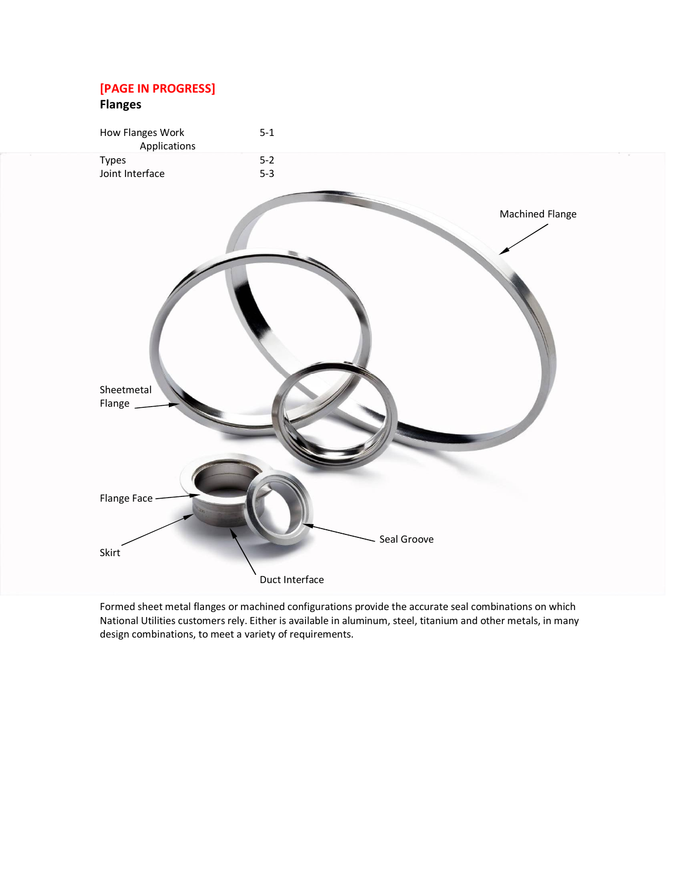**[PAGE IN PROGRESS]**

## Flanges

| | |
|---|---|
| How Flanges Work | 5-1 |
| Applications | |
| Types | 5-2 |
| Joint Interface | 5-3 |

Machined Flange

Sheetmetal Flange

Flange Face

Skirt

Seal Groove

Duct Interface

Formed sheet metal flanges or machined configurations provide the accurate seal combinations on which National Utilities customers rely. Either is available in aluminum, steel, titanium and other metals, in many design combinations, to meet a variety of requirements.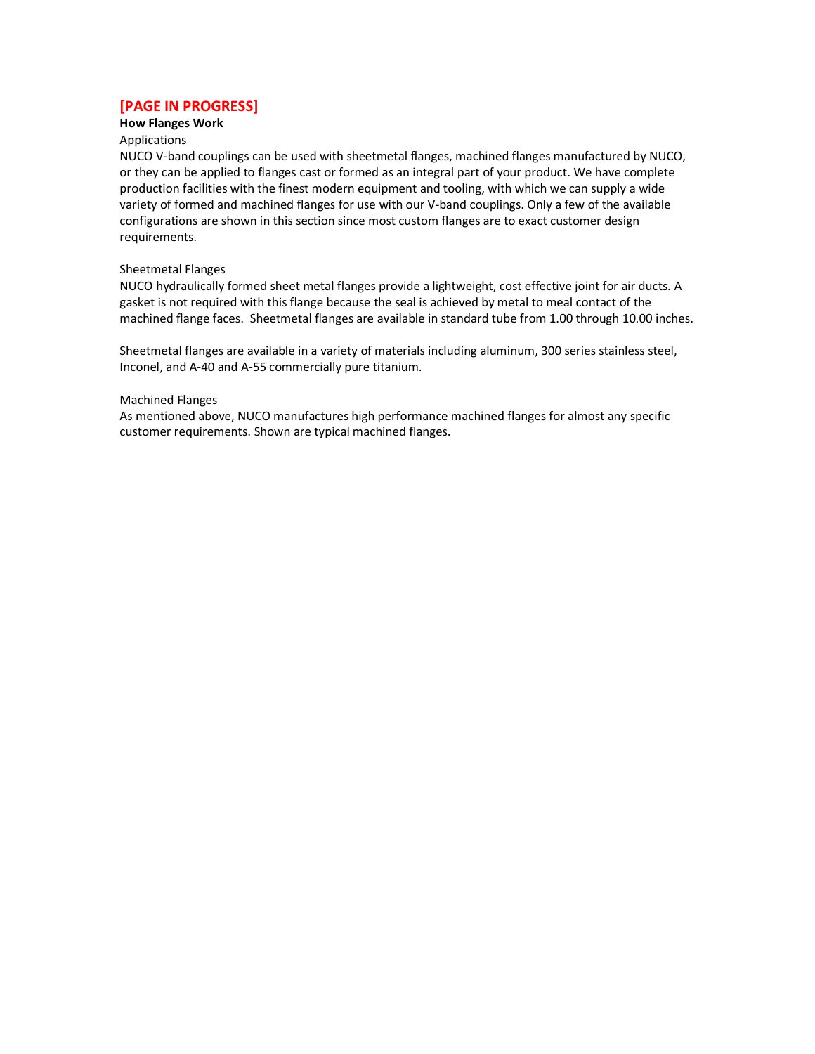**[PAGE IN PROGRESS]**

**How Flanges Work**

Applications

NUCO V-band couplings can be used with sheetmetal flanges, machined flanges manufactured by NUCO, or they can be applied to flanges cast or formed as an integral part of your product. We have complete production facilities with the finest modern equipment and tooling, with which we can supply a wide variety of formed and machined flanges for use with our V-band couplings. Only a few of the available configurations are shown in this section since most custom flanges are to exact customer design requirements.

Sheetmetal Flanges

NUCO hydraulically formed sheet metal flanges provide a lightweight, cost effective joint for air ducts. A gasket is not required with this flange because the seal is achieved by metal to meal contact of the machined flange faces. Sheetmetal flanges are available in standard tube from 1.00 through 10.00 inches.

Sheetmetal flanges are available in a variety of materials including aluminum, 300 series stainless steel, Inconel, and A-40 and A-55 commercially pure titanium.

Machined Flanges

As mentioned above, NUCO manufactures high performance machined flanges for almost any specific customer requirements. Shown are typical machined flanges.